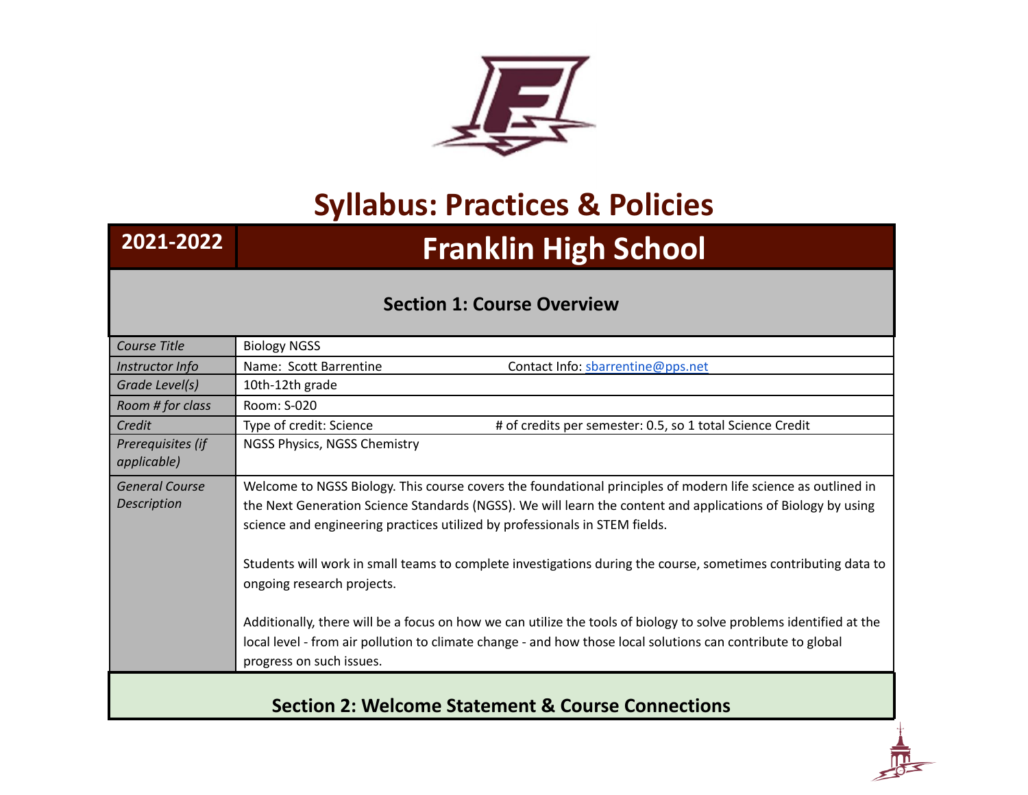# Syllabus: Practices & Policies

| 2021-2022 | Franklin High School |
| --- | --- |

## Section 1: Course Overview

| | |
| --- | --- |
| *Course Title* | Biology NGSS |
| *Instructor Info* | Name: Scott Barrentine    Contact Info: sbarrentine@pps.net |
| *Grade Level(s)* | 10th-12th grade |
| *Room # for class* | Room: S-020 |
| *Credit* | Type of credit: Science    # of credits per semester: 0.5, so 1 total Science Credit |
| *Prerequisites (if applicable)* | NGSS Physics, NGSS Chemistry |
| *General Course Description* | Welcome to NGSS Biology. This course covers the foundational principles of modern life science as outlined in the Next Generation Science Standards (NGSS). We will learn the content and applications of Biology by using science and engineering practices utilized by professionals in STEM fields.<br><br>Students will work in small teams to complete investigations during the course, sometimes contributing data to ongoing research projects.<br><br>Additionally, there will be a focus on how we can utilize the tools of biology to solve problems identified at the local level - from air pollution to climate change - and how those local solutions can contribute to global progress on such issues. |

## Section 2: Welcome Statement & Course Connections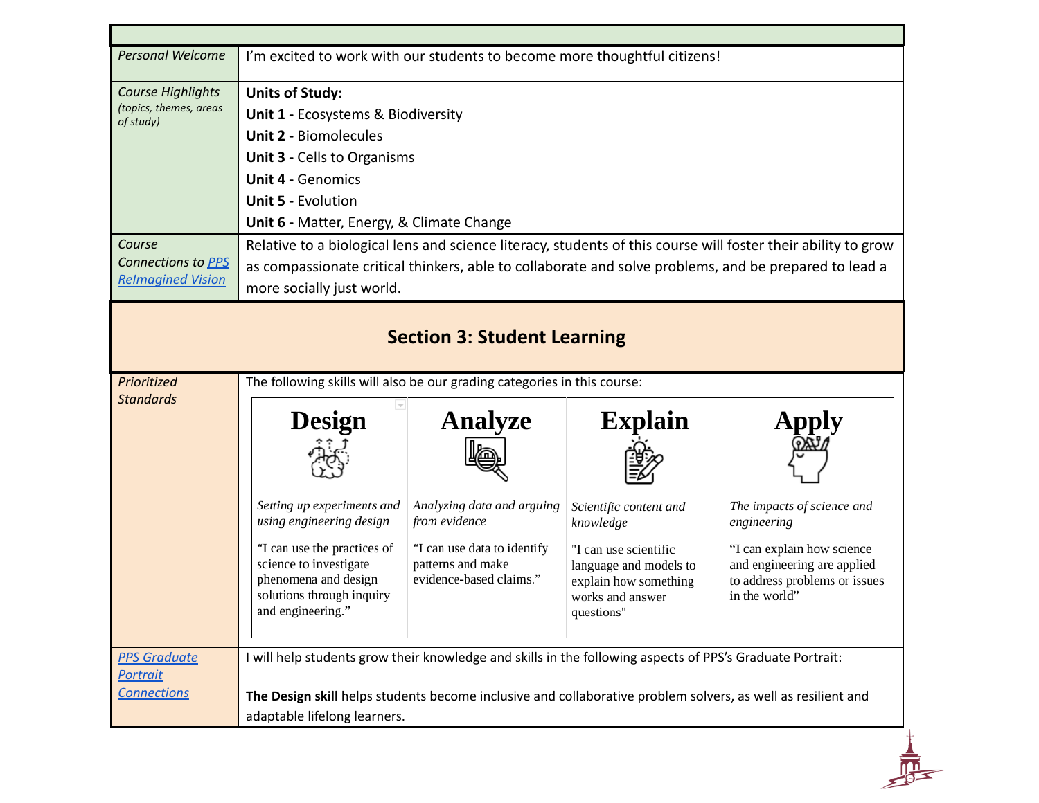| | |
|---|---|
| *Personal Welcome* | I'm excited to work with our students to become more thoughtful citizens! |
| *Course Highlights* *(topics, themes, areas of study)* | **Units of Study:**<br>**Unit 1 -** Ecosystems & Biodiversity<br>**Unit 2 -** Biomolecules<br>**Unit 3 -** Cells to Organisms<br>**Unit 4 -** Genomics<br>**Unit 5 -** Evolution<br>**Unit 6 -** Matter, Energy, & Climate Change |
| *Course Connections to PPS ReImagined Vision* | Relative to a biological lens and science literacy, students of this course will foster their ability to grow as compassionate critical thinkers, able to collaborate and solve problems, and be prepared to lead a more socially just world. |

## Section 3: Student Learning

*Prioritized Standards*

The following skills will also be our grading categories in this course:

| Design | Analyze | Explain | Apply |
|---|---|---|---|
| *Setting up experiments and using engineering design* | *Analyzing data and arguing from evidence* | *Scientific content and knowledge* | *The impacts of science and engineering* |
| "I can use the practices of science to investigate phenomena and design solutions through inquiry and engineering." | "I can use data to identify patterns and make evidence-based claims." | "I can use scientific language and models to explain how something works and answer questions" | "I can explain how science and engineering are applied to address problems or issues in the world" |

*PPS Graduate Portrait Connections*

I will help students grow their knowledge and skills in the following aspects of PPS's Graduate Portrait:

**The Design skill** helps students become inclusive and collaborative problem solvers, as well as resilient and adaptable lifelong learners.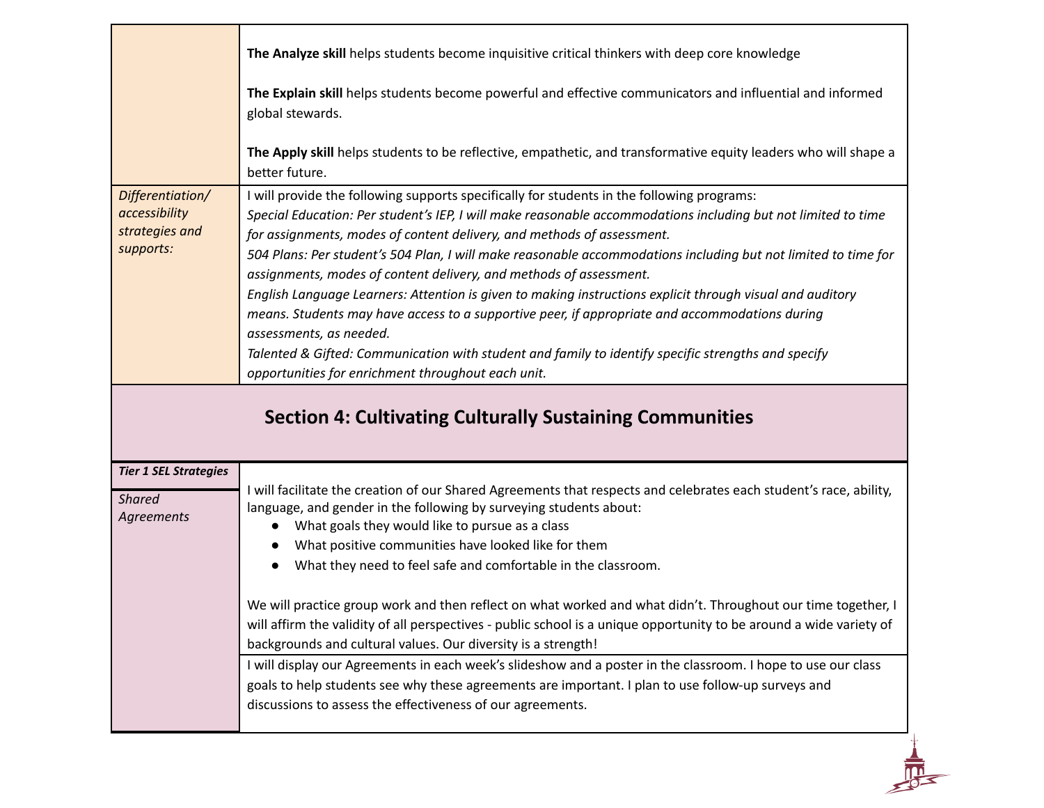| | |
|---|---|
| | **The Analyze skill** helps students become inquisitive critical thinkers with deep core knowledge<br><br>**The Explain skill** helps students become powerful and effective communicators and influential and informed global stewards.<br><br>**The Apply skill** helps students to be reflective, empathetic, and transformative equity leaders who will shape a better future. |
| *Differentiation/ accessibility strategies and supports:* | I will provide the following supports specifically for students in the following programs:<br>*Special Education: Per student's IEP, I will make reasonable accommodations including but not limited to time for assignments, modes of content delivery, and methods of assessment.*<br>*504 Plans: Per student's 504 Plan, I will make reasonable accommodations including but not limited to time for assignments, modes of content delivery, and methods of assessment.*<br>*English Language Learners: Attention is given to making instructions explicit through visual and auditory means. Students may have access to a supportive peer, if appropriate and accommodations during assessments, as needed.*<br>*Talented & Gifted: Communication with student and family to identify specific strengths and specify opportunities for enrichment throughout each unit.* |

## Section 4: Cultivating Culturally Sustaining Communities

| | |
|---|---|
| ***Tier 1 SEL Strategies***<br><br>*Shared Agreements* | I will facilitate the creation of our Shared Agreements that respects and celebrates each student's race, ability, language, and gender in the following by surveying students about:<br>• What goals they would like to pursue as a class<br>• What positive communities have looked like for them<br>• What they need to feel safe and comfortable in the classroom.<br><br>We will practice group work and then reflect on what worked and what didn't. Throughout our time together, I will affirm the validity of all perspectives - public school is a unique opportunity to be around a wide variety of backgrounds and cultural values. Our diversity is a strength! |
| | I will display our Agreements in each week's slideshow and a poster in the classroom. I hope to use our class goals to help students see why these agreements are important. I plan to use follow-up surveys and discussions to assess the effectiveness of our agreements. |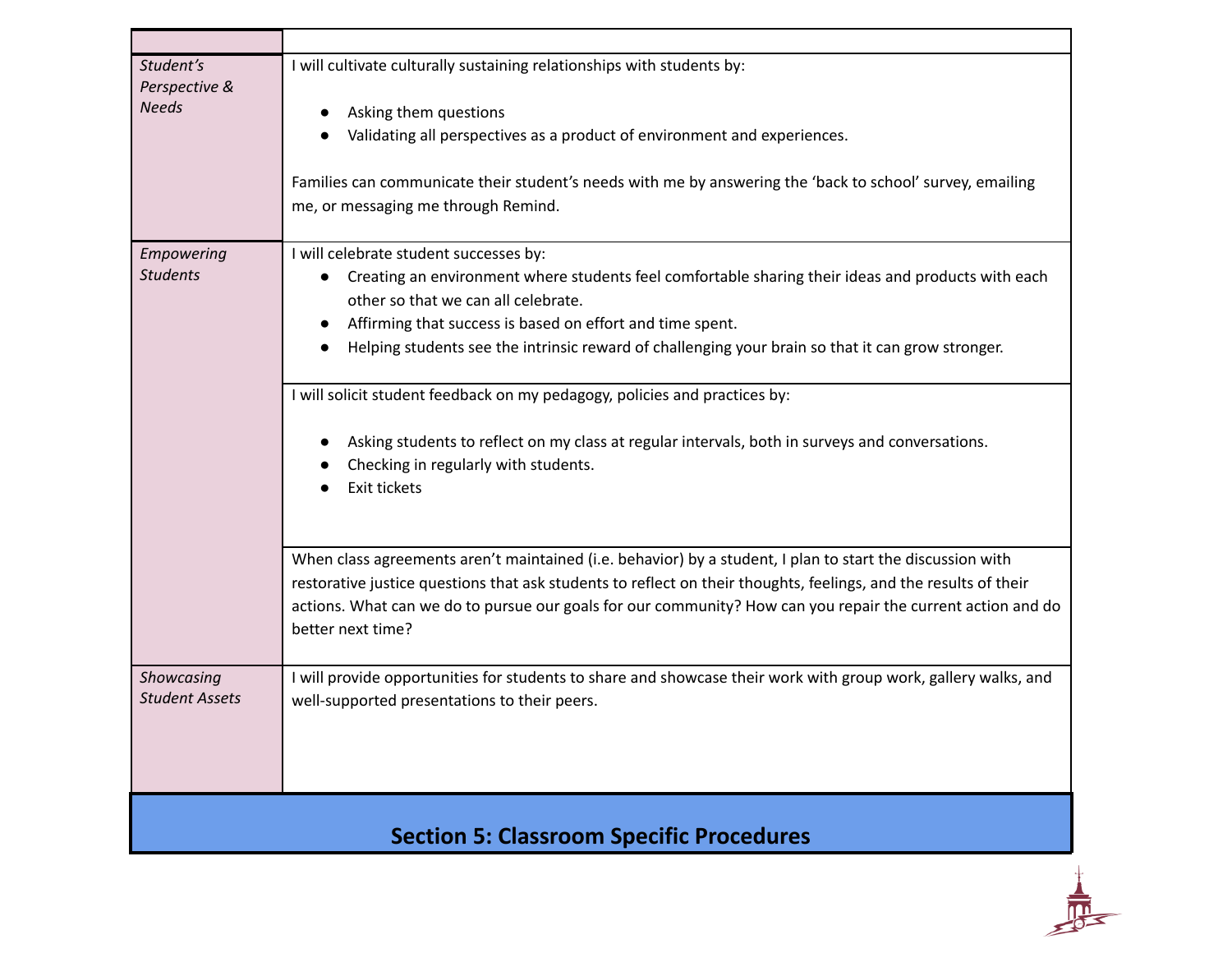| | |
|---|---|
| *Student's Perspective & Needs* | I will cultivate culturally sustaining relationships with students by:<br><br>● Asking them questions<br>● Validating all perspectives as a product of environment and experiences.<br><br>Families can communicate their student's needs with me by answering the 'back to school' survey, emailing me, or messaging me through Remind. |
| *Empowering Students* | I will celebrate student successes by:<br>● Creating an environment where students feel comfortable sharing their ideas and products with each other so that we can all celebrate.<br>● Affirming that success is based on effort and time spent.<br>● Helping students see the intrinsic reward of challenging your brain so that it can grow stronger. |
| | I will solicit student feedback on my pedagogy, policies and practices by:<br><br>● Asking students to reflect on my class at regular intervals, both in surveys and conversations.<br>● Checking in regularly with students.<br>● Exit tickets |
| | When class agreements aren't maintained (i.e. behavior) by a student, I plan to start the discussion with restorative justice questions that ask students to reflect on their thoughts, feelings, and the results of their actions. What can we do to pursue our goals for our community? How can you repair the current action and do better next time? |
| *Showcasing Student Assets* | I will provide opportunities for students to share and showcase their work with group work, gallery walks, and well-supported presentations to their peers. |

## Section 5: Classroom Specific Procedures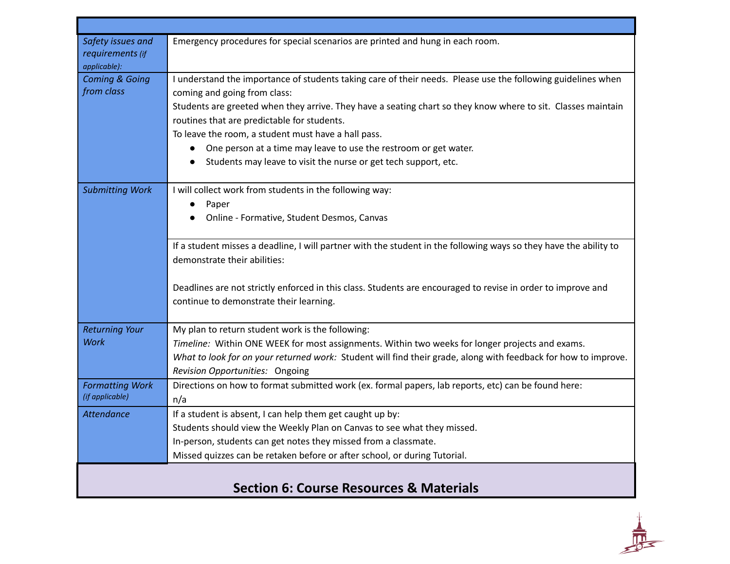| | |
|---|---|
| *Safety issues and requirements (if applicable):* | Emergency procedures for special scenarios are printed and hung in each room. |
| *Coming & Going from class* | I understand the importance of students taking care of their needs. Please use the following guidelines when coming and going from class:<br>Students are greeted when they arrive. They have a seating chart so they know where to sit. Classes maintain routines that are predictable for students.<br>To leave the room, a student must have a hall pass.<br>• One person at a time may leave to use the restroom or get water.<br>• Students may leave to visit the nurse or get tech support, etc. |
| *Submitting Work* | I will collect work from students in the following way:<br>• Paper<br>• Online - Formative, Student Desmos, Canvas |
| | If a student misses a deadline, I will partner with the student in the following ways so they have the ability to demonstrate their abilities:<br><br>Deadlines are not strictly enforced in this class. Students are encouraged to revise in order to improve and continue to demonstrate their learning. |
| *Returning Your Work* | My plan to return student work is the following:<br>*Timeline:* Within ONE WEEK for most assignments. Within two weeks for longer projects and exams.<br>*What to look for on your returned work:* Student will find their grade, along with feedback for how to improve.<br>*Revision Opportunities:* Ongoing |
| *Formatting Work (if applicable)* | Directions on how to format submitted work (ex. formal papers, lab reports, etc) can be found here:<br>n/a |
| *Attendance* | If a student is absent, I can help them get caught up by:<br>Students should view the Weekly Plan on Canvas to see what they missed.<br>In-person, students can get notes they missed from a classmate.<br>Missed quizzes can be retaken before or after school, or during Tutorial. |

## Section 6: Course Resources & Materials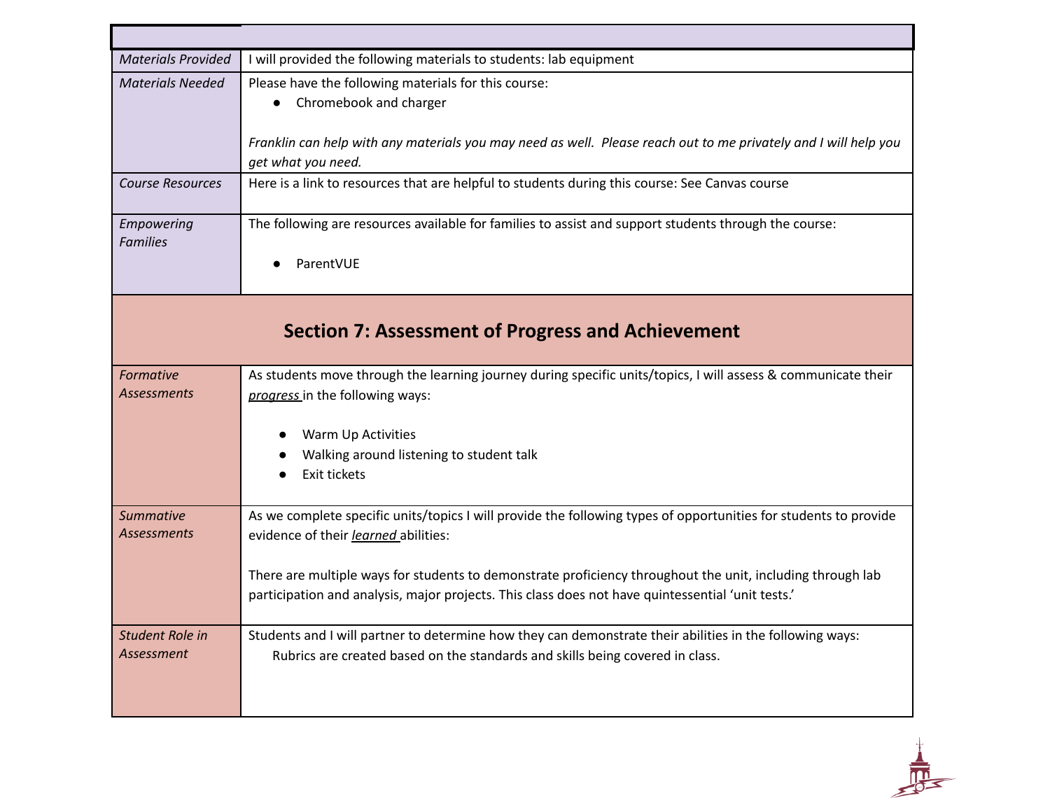| | |
|---|---|
| *Materials Provided* | I will provided the following materials to students: lab equipment |
| *Materials Needed* | Please have the following materials for this course:<br>● Chromebook and charger<br><br>*Franklin can help with any materials you may need as well. Please reach out to me privately and I will help you get what you need.* |
| *Course Resources* | Here is a link to resources that are helpful to students during this course: See Canvas course |
| *Empowering Families* | The following are resources available for families to assist and support students through the course:<br><br>● ParentVUE |

## Section 7: Assessment of Progress and Achievement

| | |
|---|---|
| *Formative Assessments* | As students move through the learning journey during specific units/topics, I will assess & communicate their ***progress*** in the following ways:<br><br>● Warm Up Activities<br>● Walking around listening to student talk<br>● Exit tickets |
| *Summative Assessments* | As we complete specific units/topics I will provide the following types of opportunities for students to provide evidence of their ***learned*** abilities:<br><br>There are multiple ways for students to demonstrate proficiency throughout the unit, including through lab participation and analysis, major projects. This class does not have quintessential 'unit tests.' |
| *Student Role in Assessment* | Students and I will partner to determine how they can demonstrate their abilities in the following ways:<br>Rubrics are created based on the standards and skills being covered in class. |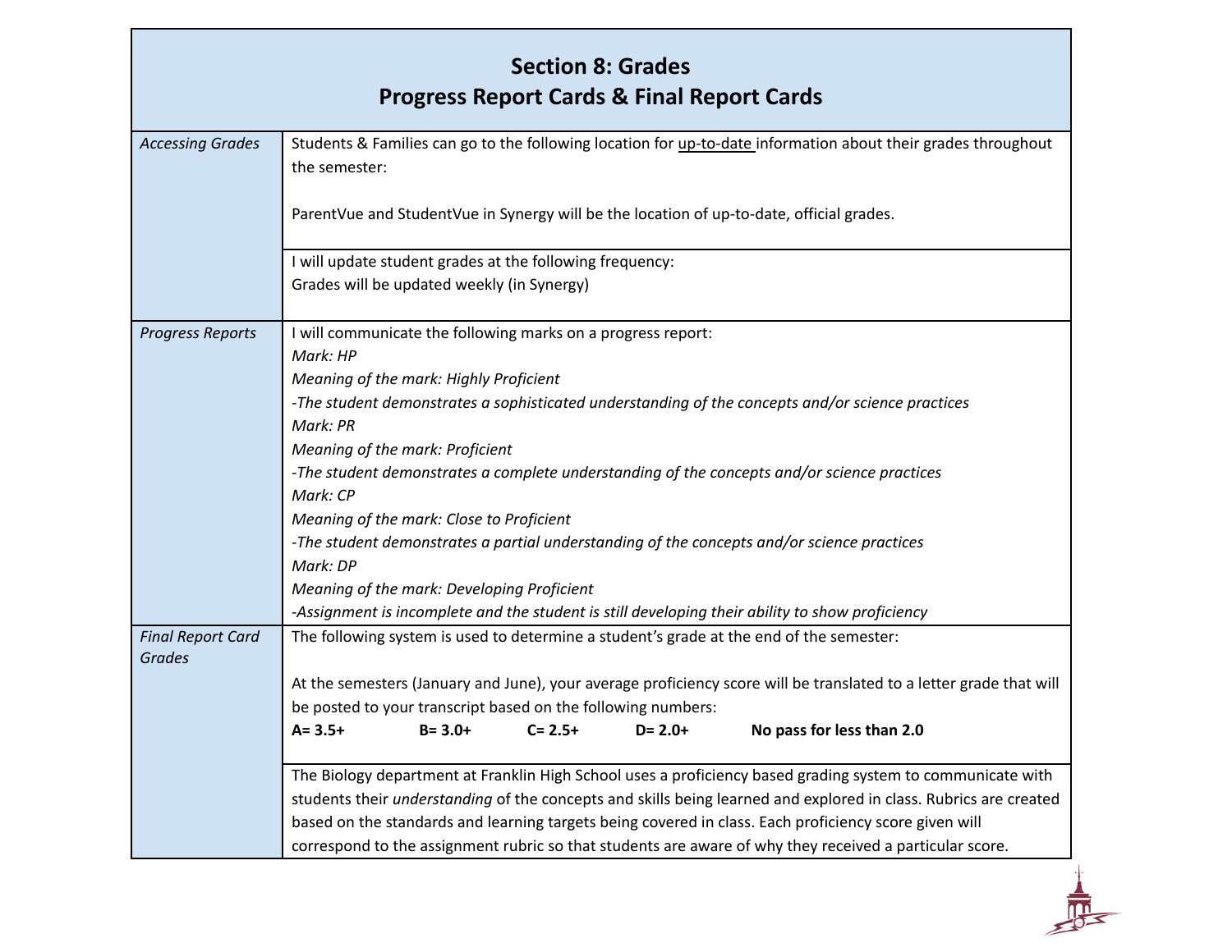## Section 8: Grades
## Progress Report Cards & Final Report Cards

| | |
|---|---|
| *Accessing Grades* | Students & Families can go to the following location for up-to-date information about their grades throughout the semester:<br><br>ParentVue and StudentVue in Synergy will be the location of up-to-date, official grades. |
| | I will update student grades at the following frequency:<br>Grades will be updated weekly (in Synergy) |
| *Progress Reports* | I will communicate the following marks on a progress report:<br>*Mark: HP*<br>*Meaning of the mark: Highly Proficient*<br>*-The student demonstrates a sophisticated understanding of the concepts and/or science practices*<br>*Mark: PR*<br>*Meaning of the mark: Proficient*<br>*-The student demonstrates a complete understanding of the concepts and/or science practices*<br>*Mark: CP*<br>*Meaning of the mark: Close to Proficient*<br>*-The student demonstrates a partial understanding of the concepts and/or science practices*<br>*Mark: DP*<br>*Meaning of the mark: Developing Proficient*<br>*-Assignment is incomplete and the student is still developing their ability to show proficiency* |
| *Final Report Card Grades* | The following system is used to determine a student's grade at the end of the semester:<br><br>At the semesters (January and June), your average proficiency score will be translated to a letter grade that will be posted to your transcript based on the following numbers:<br>**A= 3.5+ B= 3.0+ C= 2.5+ D= 2.0+ No pass for less than 2.0** |
| | The Biology department at Franklin High School uses a proficiency based grading system to communicate with students their *understanding* of the concepts and skills being learned and explored in class. Rubrics are created based on the standards and learning targets being covered in class. Each proficiency score given will correspond to the assignment rubric so that students are aware of why they received a particular score. |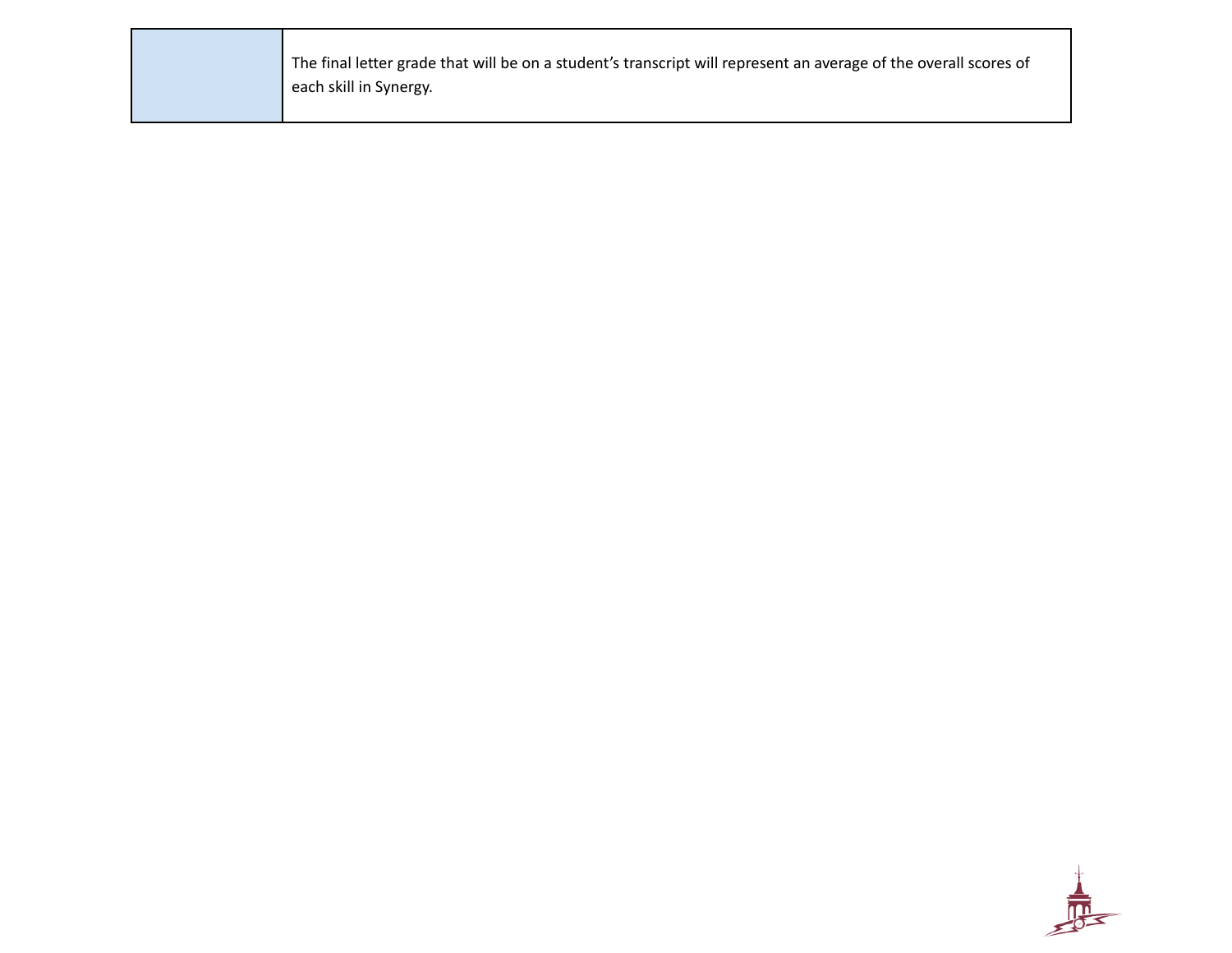| | |
|---|---|
| | The final letter grade that will be on a student's transcript will represent an average of the overall scores of each skill in Synergy. |